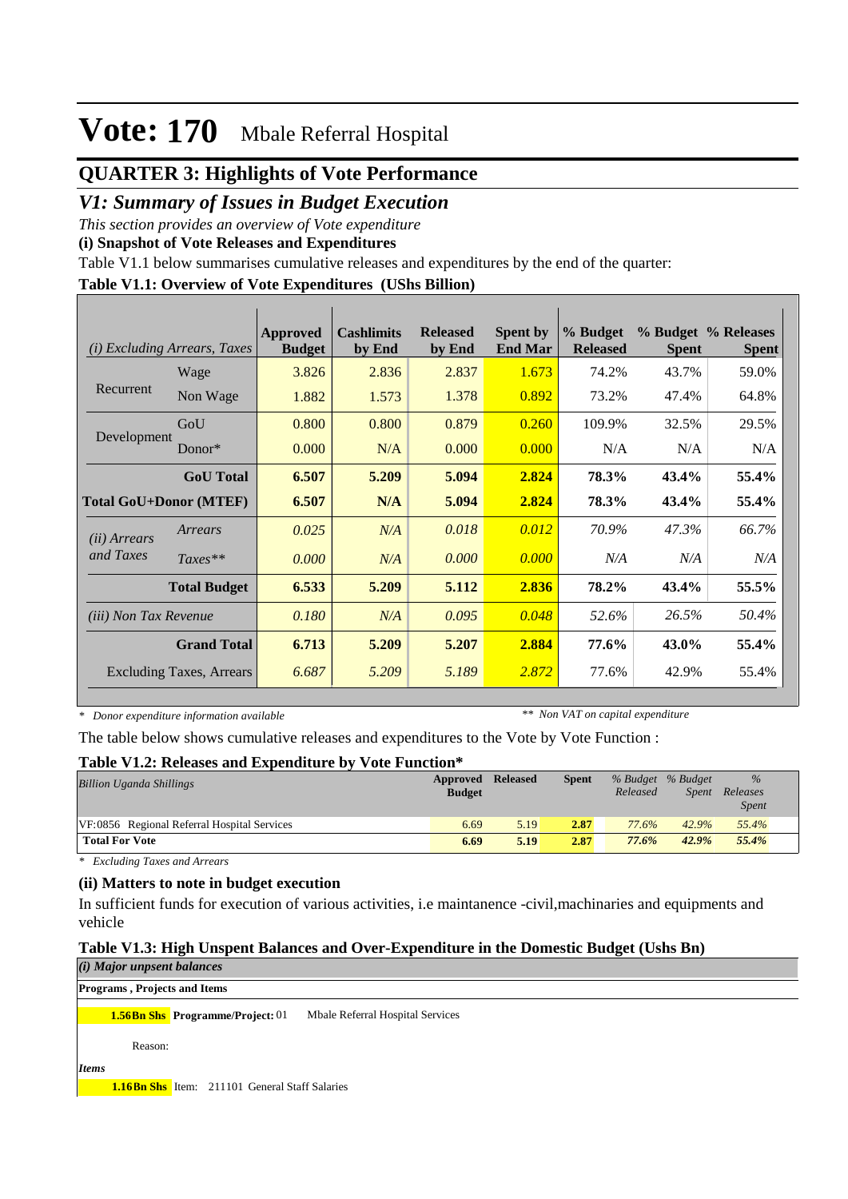# Vote: 170 Mbale Referral Hospital

## QUARTER 3: Highlights of Vote Performance

### V1: Summary of Issues in Budget Execution

*This section provides an overview of Vote expenditure*

**(i) Snapshot of Vote Releases and Expenditures**

Table V1.1 below summarises cumulative releases and expenditures by the end of the quarter:

**Table V1.1: Overview of Vote Expenditures (UShs Billion)**

| *(i) Excluding Arrears, Taxes* | | Approved Budget | Cashlimits by End | Released by End | Spent by End Mar | % Budget Released | % Budget Spent | % Releases Spent |
|---|---|---|---|---|---|---|---|---|
| Recurrent | Wage | 3.826 | 2.836 | 2.837 | 1.673 | 74.2% | 43.7% | 59.0% |
| | Non Wage | 1.882 | 1.573 | 1.378 | 0.892 | 73.2% | 47.4% | 64.8% |
| Development | GoU | 0.800 | 0.800 | 0.879 | 0.260 | 109.9% | 32.5% | 29.5% |
| | Donor* | 0.000 | N/A | 0.000 | 0.000 | N/A | N/A | N/A |
| | **GoU Total** | **6.507** | **5.209** | **5.094** | **2.824** | **78.3%** | **43.4%** | **55.4%** |
| **Total GoU+Donor (MTEF)** | | **6.507** | **N/A** | **5.094** | **2.824** | **78.3%** | **43.4%** | **55.4%** |
| *(ii) Arrears and Taxes* | *Arrears* | *0.025* | *N/A* | *0.018* | *0.012* | *70.9%* | *47.3%* | *66.7%* |
| | *Taxes*** | *0.000* | *N/A* | *0.000* | *0.000* | *N/A* | *N/A* | *N/A* |
| | **Total Budget** | **6.533** | **5.209** | **5.112** | **2.836** | **78.2%** | **43.4%** | **55.5%** |
| *(iii) Non Tax Revenue* | | *0.180* | *N/A* | *0.095* | *0.048* | *52.6%* | *26.5%* | *50.4%* |
| | **Grand Total** | **6.713** | **5.209** | **5.207** | **2.884** | **77.6%** | **43.0%** | **55.4%** |
| Excluding Taxes, Arrears | | *6.687* | *5.209* | *5.189* | *2.872* | 77.6% | 42.9% | 55.4% |

*\* Donor expenditure information available* &nbsp;&nbsp;&nbsp; *\*\* Non VAT on capital expenditure*

The table below shows cumulative releases and expenditures to the Vote by Vote Function :

**Table V1.2: Releases and Expenditure by Vote Function***

| *Billion Uganda Shillings* | Approved Budget | Released | Spent | *% Budget Released* | *% Budget Spent* | *% Releases Spent* |
|---|---|---|---|---|---|---|
| VF:0856 Regional Referral Hospital Services | 6.69 | 5.19 | 2.87 | 77.6% | 42.9% | 55.4% |
| **Total For Vote** | **6.69** | **5.19** | **2.87** | ***77.6%*** | ***42.9%*** | ***55.4%*** |

*\* Excluding Taxes and Arrears*

**(ii) Matters to note in budget execution**

In sufficient funds for execution of various activities, i.e maintanence -civil,machinaries and equipments and vehicle

**Table V1.3: High Unspent Balances and Over-Expenditure in the Domestic Budget (Ushs Bn)**

***(i) Major unpsent balances***

**Programs , Projects and Items**

**1.56Bn Shs** **Programme/Project:** 01 Mbale Referral Hospital Services

Reason:

***Items***

**1.16Bn Shs** Item: 211101 General Staff Salaries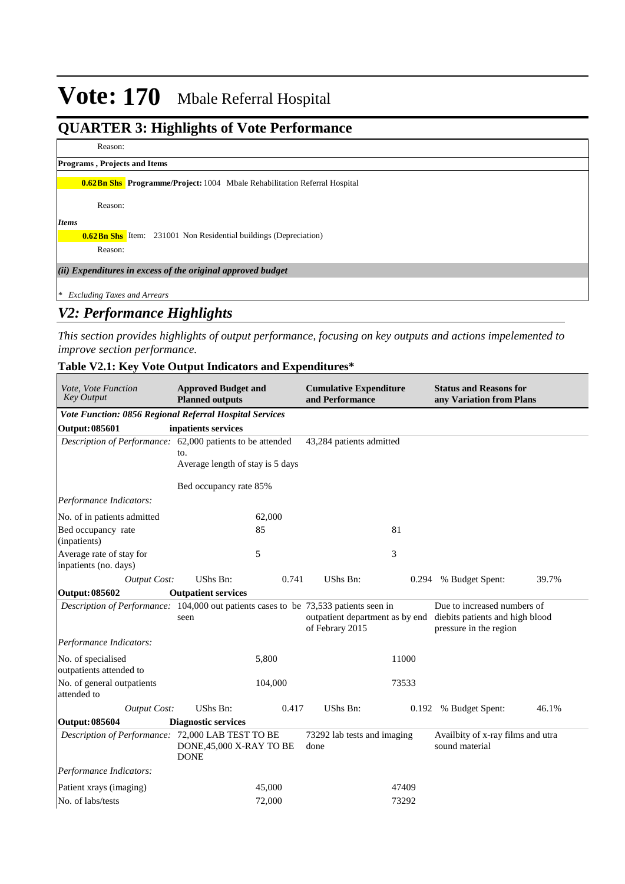# Vote: 170 Mbale Referral Hospital

## QUARTER 3: Highlights of Vote Performance

Reason:

**Programs , Projects and Items**

**0.62Bn Shs** **Programme/Project:** 1004 Mbale Rehabilitation Referral Hospital

Reason:

***Items***

**0.62Bn Shs** Item: 231001 Non Residential buildings (Depreciation)

Reason:

***(ii) Expenditures in excess of the original approved budget***

*\* Excluding Taxes and Arrears*

## *V2: Performance Highlights*

*This section provides highlights of output performance, focusing on key outputs and actions impelemented to improve section performance.*

### Table V2.1: Key Vote Output Indicators and Expenditures*

| *Vote, Vote Function Key Output* | **Approved Budget and Planned outputs** | | **Cumulative Expenditure and Performance** | | **Status and Reasons for any Variation from Plans** | |
|---|---|---|---|---|---|---|
| ***Vote Function: 0856 Regional Referral Hospital Services*** | | | | | | |
| **Output: 085601** | **inpatients services** | | | | | |
| *Description of Performance:* | 62,000 patients to be attended to.<br>Average length of stay is 5 days<br><br>Bed occupancy rate 85% | | 43,284 patients admitted | | | |
| *Performance Indicators:* | | | | | | |
| No. of in patients admitted | | 62,000 | | | | |
| Bed occupancy rate (inpatients) | | 85 | | 81 | | |
| Average rate of stay for inpatients (no. days) | | 5 | | 3 | | |
| *Output Cost:* | UShs Bn: | 0.741 | UShs Bn: | 0.294 | % Budget Spent: | 39.7% |
| **Output: 085602** | **Outpatient services** | | | | | |
| *Description of Performance:* | 104,000 out patients cases to be seen | | 73,533 patients seen in outpatient department as by end of Febrary 2015 | | Due to increased numbers of diebits patients and high blood pressure in the region | |
| *Performance Indicators:* | | | | | | |
| No. of specialised outpatients attended to | | 5,800 | | 11000 | | |
| No. of general outpatients attended to | | 104,000 | | 73533 | | |
| *Output Cost:* | UShs Bn: | 0.417 | UShs Bn: | 0.192 | % Budget Spent: | 46.1% |
| **Output: 085604** | **Diagnostic services** | | | | | |
| *Description of Performance:* | 72,000 LAB TEST TO BE DONE,45,000 X-RAY TO BE DONE | | 73292 lab tests and imaging done | | Availbity of x-ray films and utra sound material | |
| *Performance Indicators:* | | | | | | |
| Patient xrays (imaging) | | 45,000 | | 47409 | | |
| No. of labs/tests | | 72,000 | | 73292 | | |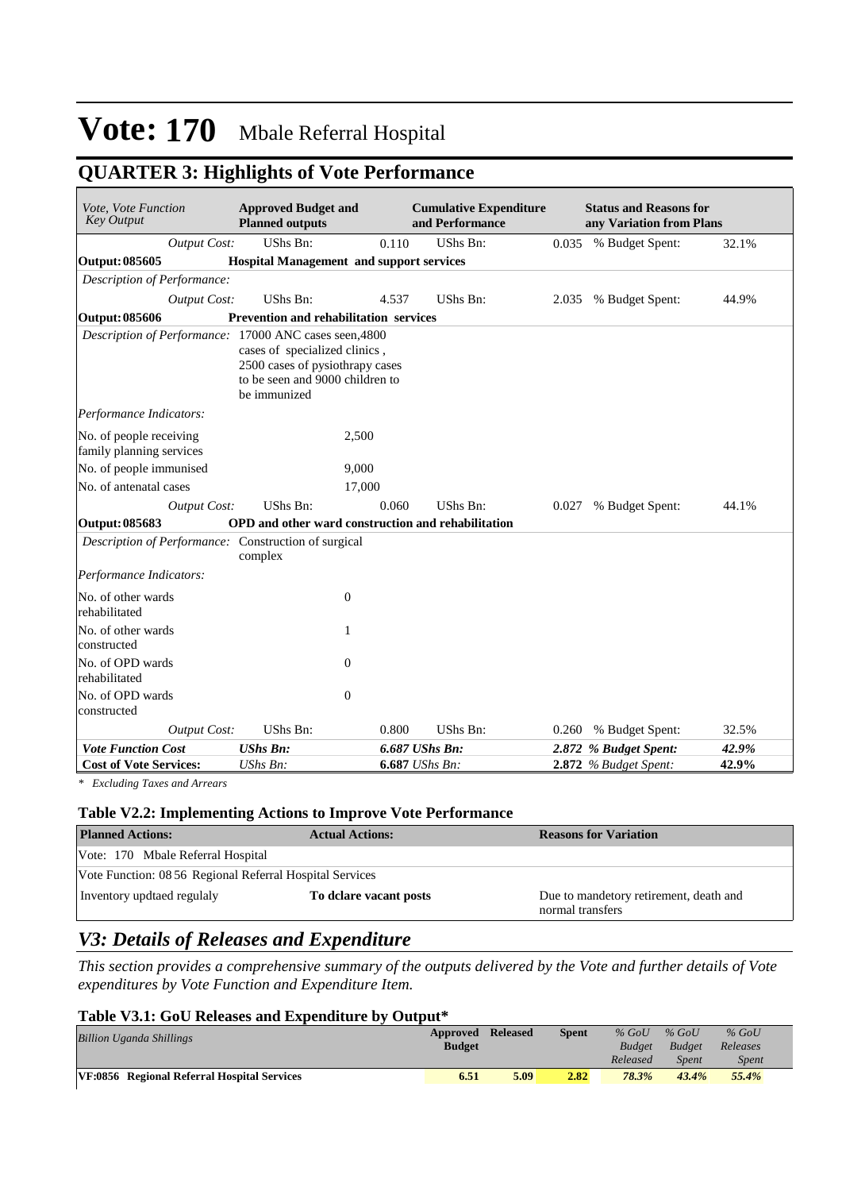# Vote: 170 Mbale Referral Hospital

## QUARTER 3: Highlights of Vote Performance

| *Vote, Vote Function Key Output* | **Approved Budget and Planned outputs** | | **Cumulative Expenditure and Performance** | | **Status and Reasons for any Variation from Plans** | |
|---|---|---|---|---|---|---|
| *Output Cost:* | UShs Bn: | 0.110 | UShs Bn: | 0.035 | % Budget Spent: | 32.1% |
| **Output: 085605** | **Hospital Management and support services** | | | | | |
| *Description of Performance:* | | | | | | |
| *Output Cost:* | UShs Bn: | 4.537 | UShs Bn: | 2.035 | % Budget Spent: | 44.9% |
| **Output: 085606** | **Prevention and rehabilitation services** | | | | | |
| *Description of Performance:* | 17000 ANC cases seen,4800 cases of specialized clinics , 2500 cases of pysiothrapy cases to be seen and 9000 children to be immunized | | | | | |
| *Performance Indicators:* | | | | | | |
| No. of people receiving family planning services | | 2,500 | | | | |
| No. of people immunised | | 9,000 | | | | |
| No. of antenatal cases | | 17,000 | | | | |
| *Output Cost:* | UShs Bn: | 0.060 | UShs Bn: | 0.027 | % Budget Spent: | 44.1% |
| **Output: 085683** | **OPD and other ward construction and rehabilitation** | | | | | |
| *Description of Performance:* | Construction of surgical complex | | | | | |
| *Performance Indicators:* | | | | | | |
| No. of other wards rehabilitated | | 0 | | | | |
| No. of other wards constructed | | 1 | | | | |
| No. of OPD wards rehabilitated | | 0 | | | | |
| No. of OPD wards constructed | | 0 | | | | |
| *Output Cost:* | UShs Bn: | 0.800 | UShs Bn: | 0.260 | % Budget Spent: | 32.5% |
| ***Vote Function Cost*** | ***UShs Bn:*** | ***6.687 UShs Bn:*** | | ***2.872*** | ***% Budget Spent:*** | ***42.9%*** |
| **Cost of Vote Services:** | *UShs Bn:* | **6.687** *UShs Bn:* | | **2.872** | *% Budget Spent:* | **42.9%** |

*\* Excluding Taxes and Arrears*

### Table V2.2: Implementing Actions to Improve Vote Performance

| **Planned Actions:** | **Actual Actions:** | **Reasons for Variation** |
|---|---|---|
| Vote: 170 Mbale Referral Hospital | | |
| Vote Function: 08 56 Regional Referral Hospital Services | | |
| Inventory updtaed regulaly | **To dclare vacant posts** | Due to mandetory retirement, death and normal transfers |

## *V3: Details of Releases and Expenditure*

*This section provides a comprehensive summary of the outputs delivered by the Vote and further details of Vote expenditures by Vote Function and Expenditure Item.*

### Table V3.1: GoU Releases and Expenditure by Output*

| *Billion Uganda Shillings* | **Approved Budget** | **Released** | **Spent** | *% GoU Budget Released* | *% GoU Budget Spent* | *% GoU Releases Spent* |
|---|---|---|---|---|---|---|
| **VF:0856 Regional Referral Hospital Services** | **6.51** | **5.09** | **2.82** | ***78.3%*** | ***43.4%*** | ***55.4%*** |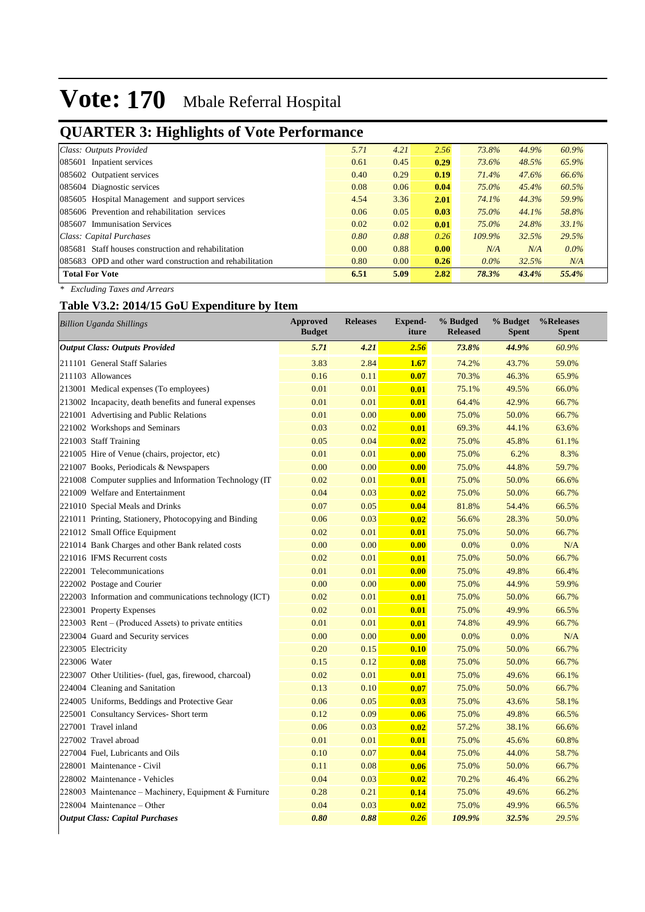# Vote: 170 Mbale Referral Hospital

## QUARTER 3: Highlights of Vote Performance

| | | | | | | |
|---|---|---|---|---|---|---|
| *Class: Outputs Provided* | *5.71* | *4.21* | *2.56* | *73.8%* | *44.9%* | *60.9%* |
| 085601 Inpatient services | 0.61 | 0.45 | **0.29** | *73.6%* | *48.5%* | *65.9%* |
| 085602 Outpatient services | 0.40 | 0.29 | **0.19** | *71.4%* | *47.6%* | *66.6%* |
| 085604 Diagnostic services | 0.08 | 0.06 | **0.04** | *75.0%* | *45.4%* | *60.5%* |
| 085605 Hospital Management and support services | 4.54 | 3.36 | **2.01** | *74.1%* | *44.3%* | *59.9%* |
| 085606 Prevention and rehabilitation services | 0.06 | 0.05 | **0.03** | *75.0%* | *44.1%* | *58.8%* |
| 085607 Immunisation Services | 0.02 | 0.02 | **0.01** | *75.0%* | *24.8%* | *33.1%* |
| *Class: Capital Purchases* | *0.80* | *0.88* | *0.26* | *109.9%* | *32.5%* | *29.5%* |
| 085681 Staff houses construction and rehabilitation | 0.00 | 0.88 | **0.00** | *N/A* | *N/A* | *0.0%* |
| 085683 OPD and other ward construction and rehabilitation | 0.80 | 0.00 | **0.26** | *0.0%* | *32.5%* | *N/A* |
| **Total For Vote** | **6.51** | **5.09** | **2.82** | ***78.3%*** | ***43.4%*** | ***55.4%*** |

*\* Excluding Taxes and Arrears*

### Table V3.2: 2014/15 GoU Expenditure by Item

| *Billion Uganda Shillings* | Approved Budget | Releases | Expend-iture | % Budged Released | % Budget Spent | %Releases Spent |
|---|---|---|---|---|---|---|
| ***Output Class: Outputs Provided*** | ***5.71*** | ***4.21*** | ***2.56*** | ***73.8%*** | ***44.9%*** | *60.9%* |
| 211101 General Staff Salaries | 3.83 | 2.84 | **1.67** | 74.2% | 43.7% | 59.0% |
| 211103 Allowances | 0.16 | 0.11 | **0.07** | 70.3% | 46.3% | 65.9% |
| 213001 Medical expenses (To employees) | 0.01 | 0.01 | **0.01** | 75.1% | 49.5% | 66.0% |
| 213002 Incapacity, death benefits and funeral expenses | 0.01 | 0.01 | **0.01** | 64.4% | 42.9% | 66.7% |
| 221001 Advertising and Public Relations | 0.01 | 0.00 | **0.00** | 75.0% | 50.0% | 66.7% |
| 221002 Workshops and Seminars | 0.03 | 0.02 | **0.01** | 69.3% | 44.1% | 63.6% |
| 221003 Staff Training | 0.05 | 0.04 | **0.02** | 75.0% | 45.8% | 61.1% |
| 221005 Hire of Venue (chairs, projector, etc) | 0.01 | 0.01 | **0.00** | 75.0% | 6.2% | 8.3% |
| 221007 Books, Periodicals & Newspapers | 0.00 | 0.00 | **0.00** | 75.0% | 44.8% | 59.7% |
| 221008 Computer supplies and Information Technology (IT | 0.02 | 0.01 | **0.01** | 75.0% | 50.0% | 66.6% |
| 221009 Welfare and Entertainment | 0.04 | 0.03 | **0.02** | 75.0% | 50.0% | 66.7% |
| 221010 Special Meals and Drinks | 0.07 | 0.05 | **0.04** | 81.8% | 54.4% | 66.5% |
| 221011 Printing, Stationery, Photocopying and Binding | 0.06 | 0.03 | **0.02** | 56.6% | 28.3% | 50.0% |
| 221012 Small Office Equipment | 0.02 | 0.01 | **0.01** | 75.0% | 50.0% | 66.7% |
| 221014 Bank Charges and other Bank related costs | 0.00 | 0.00 | **0.00** | 0.0% | 0.0% | N/A |
| 221016 IFMS Recurrent costs | 0.02 | 0.01 | **0.01** | 75.0% | 50.0% | 66.7% |
| 222001 Telecommunications | 0.01 | 0.01 | **0.00** | 75.0% | 49.8% | 66.4% |
| 222002 Postage and Courier | 0.00 | 0.00 | **0.00** | 75.0% | 44.9% | 59.9% |
| 222003 Information and communications technology (ICT) | 0.02 | 0.01 | **0.01** | 75.0% | 50.0% | 66.7% |
| 223001 Property Expenses | 0.02 | 0.01 | **0.01** | 75.0% | 49.9% | 66.5% |
| 223003 Rent – (Produced Assets) to private entities | 0.01 | 0.01 | **0.01** | 74.8% | 49.9% | 66.7% |
| 223004 Guard and Security services | 0.00 | 0.00 | **0.00** | 0.0% | 0.0% | N/A |
| 223005 Electricity | 0.20 | 0.15 | **0.10** | 75.0% | 50.0% | 66.7% |
| 223006 Water | 0.15 | 0.12 | **0.08** | 75.0% | 50.0% | 66.7% |
| 223007 Other Utilities- (fuel, gas, firewood, charcoal) | 0.02 | 0.01 | **0.01** | 75.0% | 49.6% | 66.1% |
| 224004 Cleaning and Sanitation | 0.13 | 0.10 | **0.07** | 75.0% | 50.0% | 66.7% |
| 224005 Uniforms, Beddings and Protective Gear | 0.06 | 0.05 | **0.03** | 75.0% | 43.6% | 58.1% |
| 225001 Consultancy Services- Short term | 0.12 | 0.09 | **0.06** | 75.0% | 49.8% | 66.5% |
| 227001 Travel inland | 0.06 | 0.03 | **0.02** | 57.2% | 38.1% | 66.6% |
| 227002 Travel abroad | 0.01 | 0.01 | **0.01** | 75.0% | 45.6% | 60.8% |
| 227004 Fuel, Lubricants and Oils | 0.10 | 0.07 | **0.04** | 75.0% | 44.0% | 58.7% |
| 228001 Maintenance - Civil | 0.11 | 0.08 | **0.06** | 75.0% | 50.0% | 66.7% |
| 228002 Maintenance - Vehicles | 0.04 | 0.03 | **0.02** | 70.2% | 46.4% | 66.2% |
| 228003 Maintenance – Machinery, Equipment & Furniture | 0.28 | 0.21 | **0.14** | 75.0% | 49.6% | 66.2% |
| 228004 Maintenance – Other | 0.04 | 0.03 | **0.02** | 75.0% | 49.9% | 66.5% |
| ***Output Class: Capital Purchases*** | ***0.80*** | ***0.88*** | ***0.26*** | ***109.9%*** | ***32.5%*** | *29.5%* |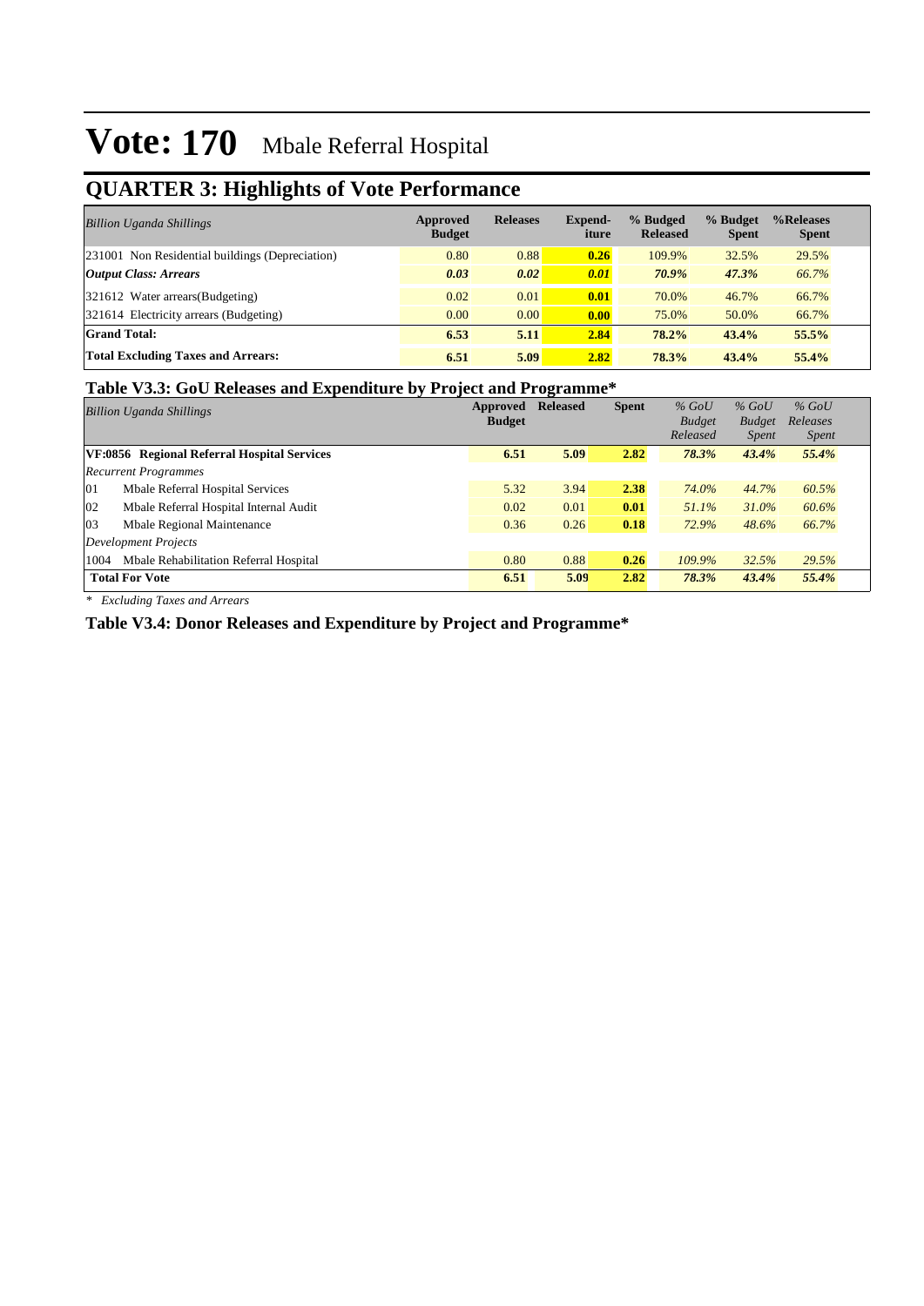# Vote: 170 Mbale Referral Hospital

## QUARTER 3: Highlights of Vote Performance

| *Billion Uganda Shillings* | Approved Budget | Releases | Expend-iture | % Budged Released | % Budget Spent | %Releases Spent |
|---|---|---|---|---|---|---|
| 231001 Non Residential buildings (Depreciation) | 0.80 | 0.88 | 0.26 | 109.9% | 32.5% | 29.5% |
| ***Output Class: Arrears*** | ***0.03*** | ***0.02*** | ***0.01*** | ***70.9%*** | ***47.3%*** | ***66.7%*** |
| 321612 Water arrears(Budgeting) | 0.02 | 0.01 | 0.01 | 70.0% | 46.7% | 66.7% |
| 321614 Electricity arrears (Budgeting) | 0.00 | 0.00 | 0.00 | 75.0% | 50.0% | 66.7% |
| **Grand Total:** | **6.53** | **5.11** | **2.84** | **78.2%** | **43.4%** | **55.5%** |
| **Total Excluding Taxes and Arrears:** | **6.51** | **5.09** | **2.82** | **78.3%** | **43.4%** | **55.4%** |

### Table V3.3: GoU Releases and Expenditure by Project and Programme*

| *Billion Uganda Shillings* | Approved Budget | Released | Spent | *% GoU Budget Released* | *% GoU Budget Spent* | *% GoU Releases Spent* |
|---|---|---|---|---|---|---|
| **VF:0856 Regional Referral Hospital Services** | **6.51** | **5.09** | **2.82** | ***78.3%*** | ***43.4%*** | ***55.4%*** |
| *Recurrent Programmes* | | | | | | |
| 01 Mbale Referral Hospital Services | 5.32 | 3.94 | 2.38 | *74.0%* | *44.7%* | *60.5%* |
| 02 Mbale Referral Hospital Internal Audit | 0.02 | 0.01 | 0.01 | *51.1%* | *31.0%* | *60.6%* |
| 03 Mbale Regional Maintenance | 0.36 | 0.26 | 0.18 | *72.9%* | *48.6%* | *66.7%* |
| *Development Projects* | | | | | | |
| 1004 Mbale Rehabilitation Referral Hospital | 0.80 | 0.88 | 0.26 | *109.9%* | *32.5%* | *29.5%* |
| **Total For Vote** | **6.51** | **5.09** | **2.82** | ***78.3%*** | ***43.4%*** | ***55.4%*** |

*\* Excluding Taxes and Arrears*

### Table V3.4: Donor Releases and Expenditure by Project and Programme*